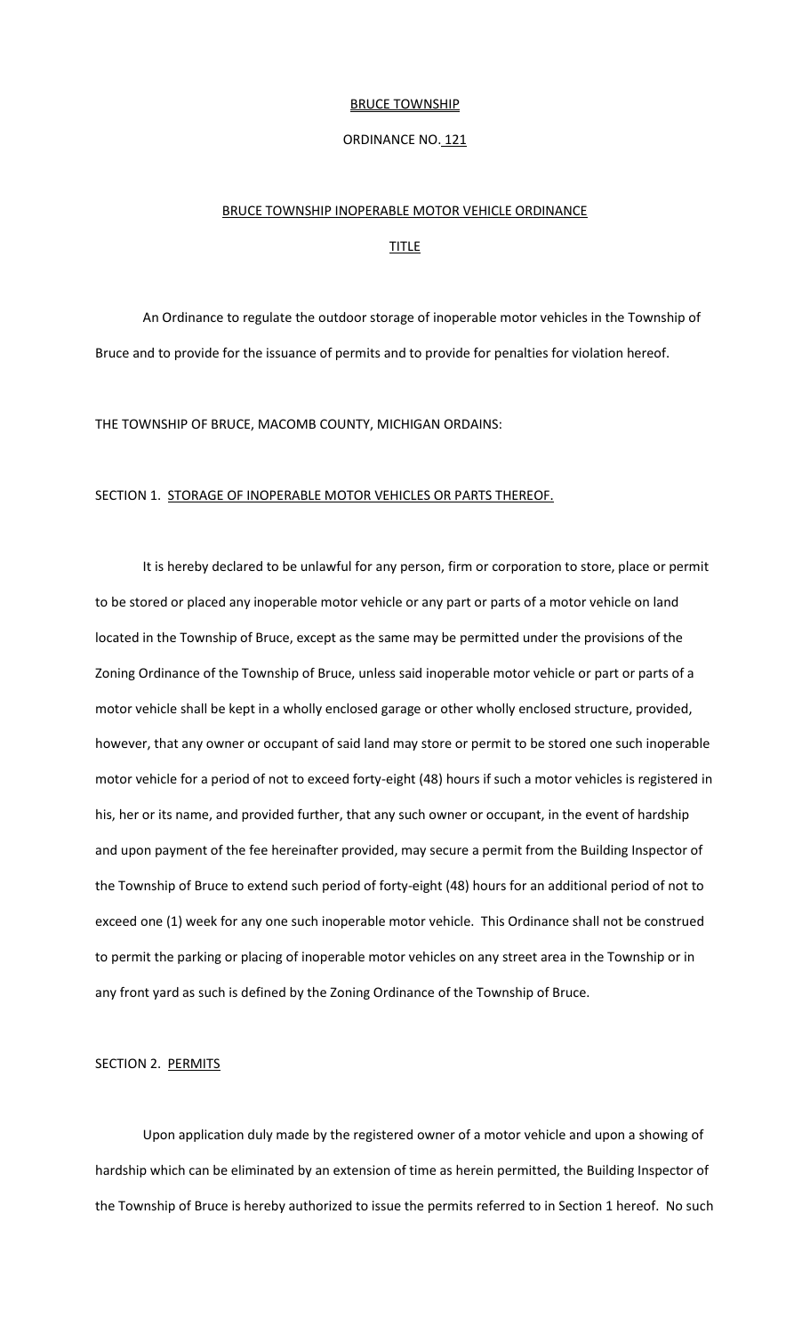# BRUCE TOWNSHIP

## ORDINANCE NO. 121

## BRUCE TOWNSHIP INOPERABLE MOTOR VEHICLE ORDINANCE

### TITLE

An Ordinance to regulate the outdoor storage of inoperable motor vehicles in the Township of Bruce and to provide for the issuance of permits and to provide for penalties for violation hereof.

THE TOWNSHIP OF BRUCE, MACOMB COUNTY, MICHIGAN ORDAINS:

### SECTION 1. STORAGE OF INOPERABLE MOTOR VEHICLES OR PARTS THEREOF.

It is hereby declared to be unlawful for any person, firm or corporation to store, place or permit to be stored or placed any inoperable motor vehicle or any part or parts of a motor vehicle on land located in the Township of Bruce, except as the same may be permitted under the provisions of the Zoning Ordinance of the Township of Bruce, unless said inoperable motor vehicle or part or parts of a motor vehicle shall be kept in a wholly enclosed garage or other wholly enclosed structure, provided, however, that any owner or occupant of said land may store or permit to be stored one such inoperable motor vehicle for a period of not to exceed forty-eight (48) hours if such a motor vehicles is registered in his, her or its name, and provided further, that any such owner or occupant, in the event of hardship and upon payment of the fee hereinafter provided, may secure a permit from the Building Inspector of the Township of Bruce to extend such period of forty-eight (48) hours for an additional period of not to exceed one (1) week for any one such inoperable motor vehicle. This Ordinance shall not be construed to permit the parking or placing of inoperable motor vehicles on any street area in the Township or in any front yard as such is defined by the Zoning Ordinance of the Township of Bruce.

### SECTION 2. PERMITS

Upon application duly made by the registered owner of a motor vehicle and upon a showing of hardship which can be eliminated by an extension of time as herein permitted, the Building Inspector of the Township of Bruce is hereby authorized to issue the permits referred to in Section 1 hereof. No such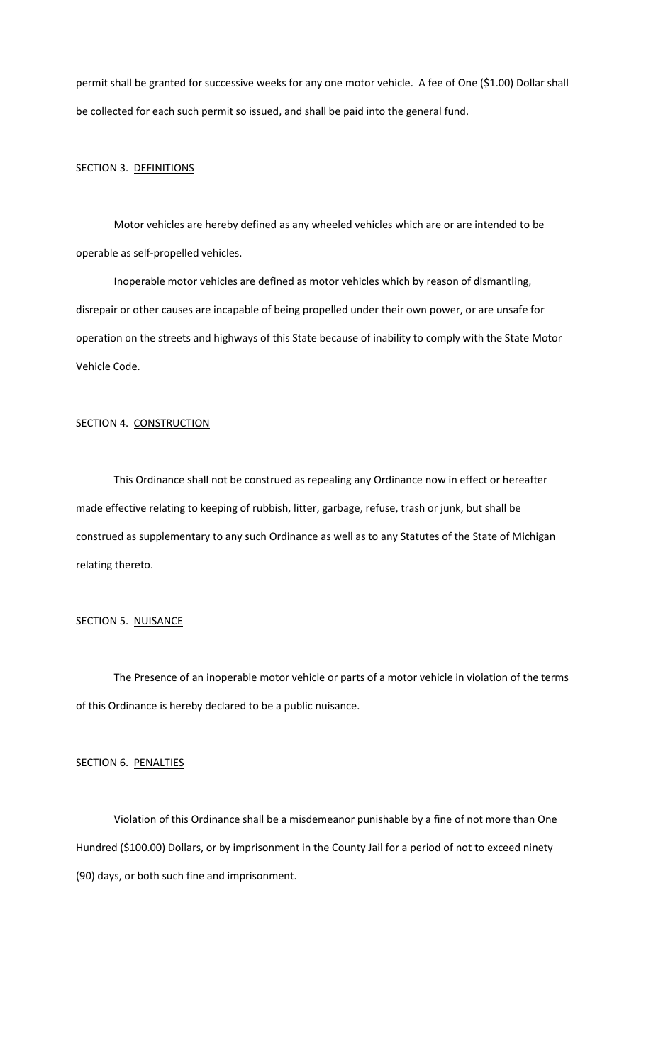permit shall be granted for successive weeks for any one motor vehicle. A fee of One ($1.00) Dollar shall be collected for each such permit so issued, and shall be paid into the general fund.

SECTION 3. DEFINITIONS

Motor vehicles are hereby defined as any wheeled vehicles which are or are intended to be operable as self-propelled vehicles.

Inoperable motor vehicles are defined as motor vehicles which by reason of dismantling, disrepair or other causes are incapable of being propelled under their own power, or are unsafe for operation on the streets and highways of this State because of inability to comply with the State Motor Vehicle Code.

SECTION 4. CONSTRUCTION

This Ordinance shall not be construed as repealing any Ordinance now in effect or hereafter made effective relating to keeping of rubbish, litter, garbage, refuse, trash or junk, but shall be construed as supplementary to any such Ordinance as well as to any Statutes of the State of Michigan relating thereto.

SECTION 5. NUISANCE

The Presence of an inoperable motor vehicle or parts of a motor vehicle in violation of the terms of this Ordinance is hereby declared to be a public nuisance.

SECTION 6. PENALTIES

Violation of this Ordinance shall be a misdemeanor punishable by a fine of not more than One Hundred ($100.00) Dollars, or by imprisonment in the County Jail for a period of not to exceed ninety (90) days, or both such fine and imprisonment.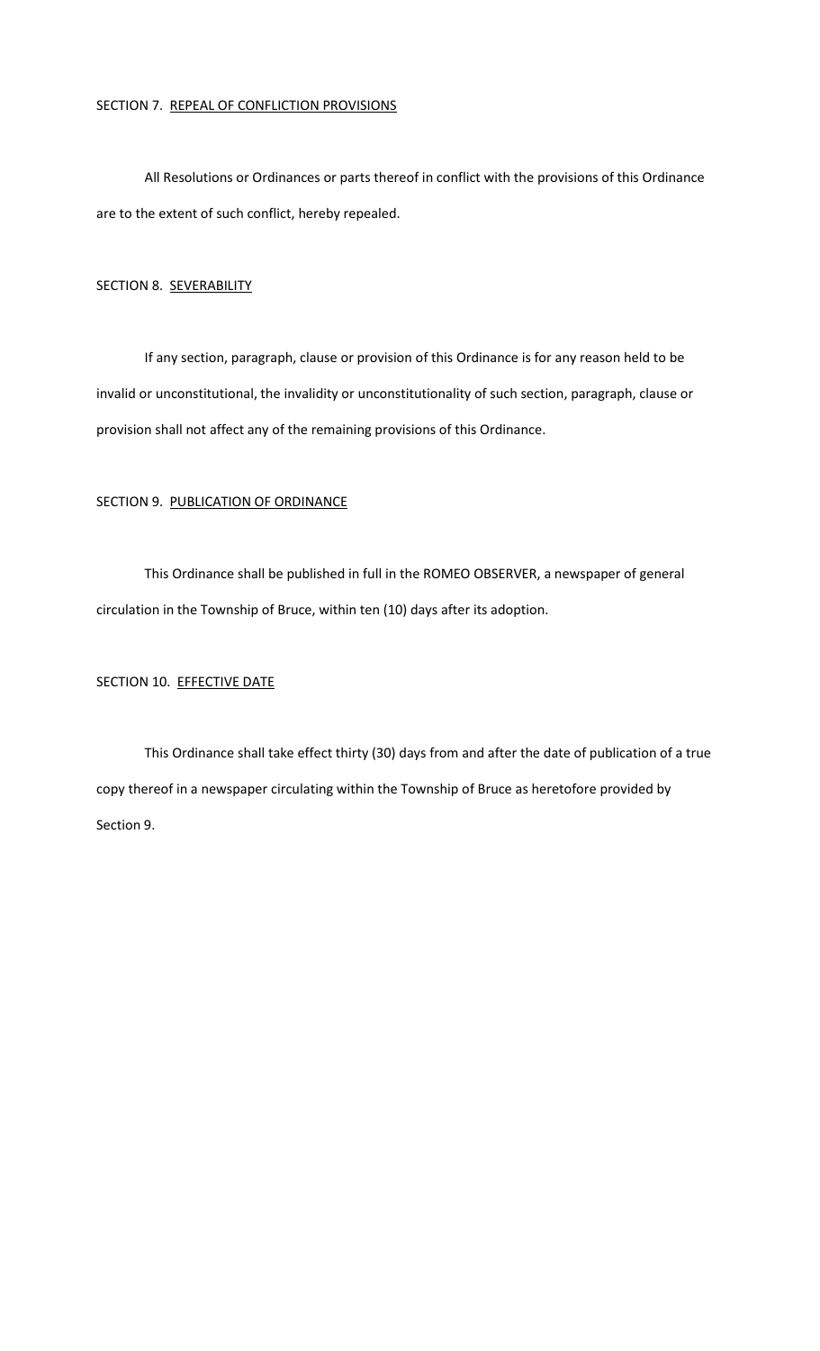SECTION 7. REPEAL OF CONFLICTION PROVISIONS

All Resolutions or Ordinances or parts thereof in conflict with the provisions of this Ordinance are to the extent of such conflict, hereby repealed.

SECTION 8. SEVERABILITY

If any section, paragraph, clause or provision of this Ordinance is for any reason held to be invalid or unconstitutional, the invalidity or unconstitutionality of such section, paragraph, clause or provision shall not affect any of the remaining provisions of this Ordinance.

SECTION 9. PUBLICATION OF ORDINANCE

This Ordinance shall be published in full in the ROMEO OBSERVER, a newspaper of general circulation in the Township of Bruce, within ten (10) days after its adoption.

SECTION 10. EFFECTIVE DATE

This Ordinance shall take effect thirty (30) days from and after the date of publication of a true copy thereof in a newspaper circulating within the Township of Bruce as heretofore provided by Section 9.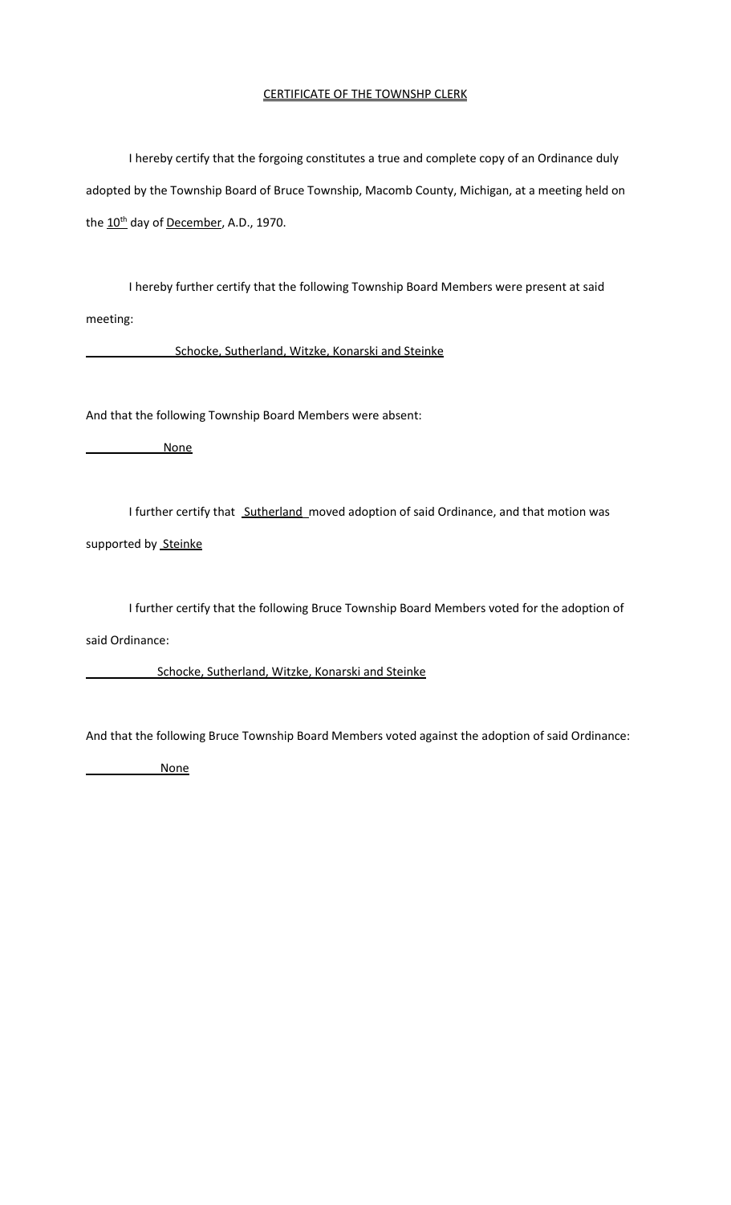# CERTIFICATE OF THE TOWNSHP CLERK

I hereby certify that the forgoing constitutes a true and complete copy of an Ordinance duly adopted by the Township Board of Bruce Township, Macomb County, Michigan, at a meeting held on the 10th day of December, A.D., 1970.

I hereby further certify that the following Township Board Members were present at said meeting:

Schocke, Sutherland, Witzke, Konarski and Steinke

And that the following Township Board Members were absent:

None

I further certify that Sutherland moved adoption of said Ordinance, and that motion was supported by Steinke

I further certify that the following Bruce Township Board Members voted for the adoption of said Ordinance:

Schocke, Sutherland, Witzke, Konarski and Steinke

And that the following Bruce Township Board Members voted against the adoption of said Ordinance:

None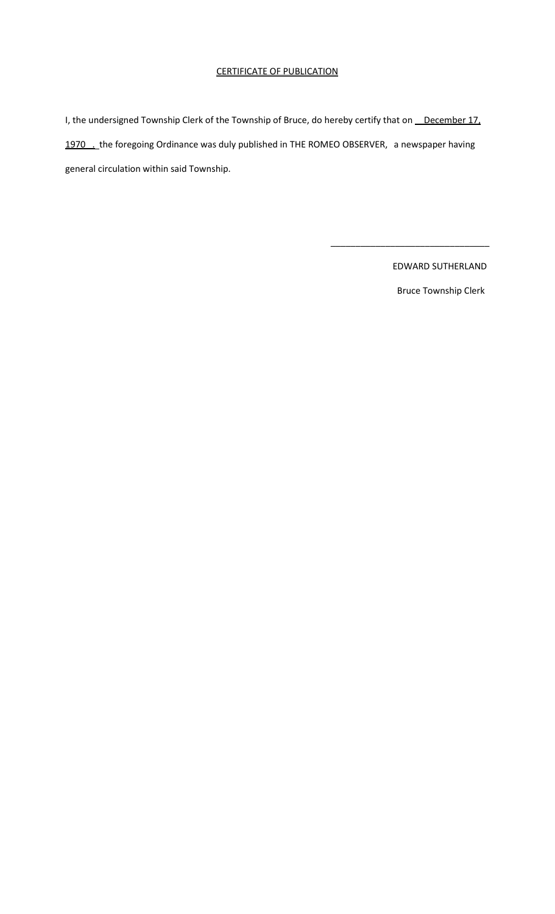CERTIFICATE OF PUBLICATION

I, the undersigned Township Clerk of the Township of Bruce, do hereby certify that on December 17, 1970 . the foregoing Ordinance was duly published in THE ROMEO OBSERVER, a newspaper having general circulation within said Township.

\_\_\_\_\_\_\_\_\_\_\_\_\_\_\_\_\_\_\_\_\_\_\_\_\_\_\_\_\_\_\_\_

EDWARD SUTHERLAND

Bruce Township Clerk